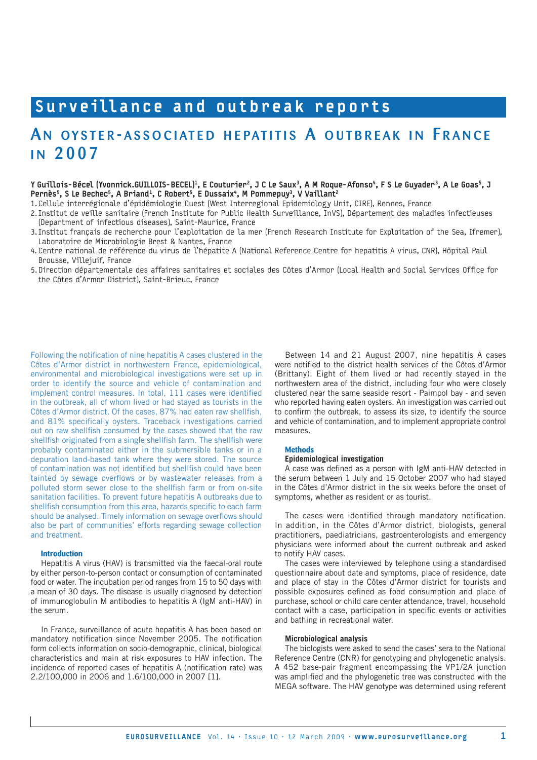## Surveillance and outbreak reports

# An oyster-associated hepatitis A outbreak in France in 2007

**Y Guillois-Bécel (Yvonnick.GUILLOIS-BECEL)[1], E Couturier[2], J C Le Saux[3], A M Roque-Afonso[4], F S Le Guyader[3], A Le Goas[5], J Pernès[5], S Le Bechec[5], A Briand[1], C Robert[5], E Dussaix[4], M Pommepuy[3], V Vaillant[2]**

1. Cellule interrégionale d'épidémiologie Ouest (West Interregional Epidemiology Unit, CIRE), Rennes, France
2. Institut de veille sanitaire (French Institute for Public Health Surveillance, InVS), Département des maladies infectieuses (Department of infectious diseases), Saint-Maurice, France
3. Institut français de recherche pour l'exploitation de la mer (French Research Institute for Exploitation of the Sea, Ifremer), Laboratoire de Microbiologie Brest & Nantes, France
4. Centre national de référence du virus de l'hépatite A (National Reference Centre for hepatitis A virus, CNR), Hôpital Paul Brousse, Villejuif, France
5. Direction départementale des affaires sanitaires et sociales des Côtes d'Armor (Local Health and Social Services Office for the Côtes d'Armor District), Saint-Brieuc, France

Following the notification of nine hepatitis A cases clustered in the Côtes d'Armor district in northwestern France, epidemiological, environmental and microbiological investigations were set up in order to identify the source and vehicle of contamination and implement control measures. In total, 111 cases were identified in the outbreak, all of whom lived or had stayed as tourists in the Côtes d'Armor district. Of the cases, 87% had eaten raw shellfish, and 81% specifically oysters. Traceback investigations carried out on raw shellfish consumed by the cases showed that the raw shellfish originated from a single shellfish farm. The shellfish were probably contaminated either in the submersible tanks or in a depuration land-based tank where they were stored. The source of contamination was not identified but shellfish could have been tainted by sewage overflows or by wastewater releases from a polluted storm sewer close to the shellfish farm or from on-site sanitation facilities. To prevent future hepatitis A outbreaks due to shellfish consumption from this area, hazards specific to each farm should be analysed. Timely information on sewage overflows should also be part of communities' efforts regarding sewage collection and treatment.

### Introduction

Hepatitis A virus (HAV) is transmitted via the faecal-oral route by either person-to-person contact or consumption of contaminated food or water. The incubation period ranges from 15 to 50 days with a mean of 30 days. The disease is usually diagnosed by detection of immunoglobulin M antibodies to hepatitis A (IgM anti-HAV) in the serum.

In France, surveillance of acute hepatitis A has been based on mandatory notification since November 2005. The notification form collects information on socio-demographic, clinical, biological characteristics and main at risk exposures to HAV infection. The incidence of reported cases of hepatitis A (notification rate) was 2.2/100,000 in 2006 and 1.6/100,000 in 2007 [1].

Between 14 and 21 August 2007, nine hepatitis A cases were notified to the district health services of the Côtes d'Armor (Brittany). Eight of them lived or had recently stayed in the northwestern area of the district, including four who were closely clustered near the same seaside resort - Paimpol bay - and seven who reported having eaten oysters. An investigation was carried out to confirm the outbreak, to assess its size, to identify the source and vehicle of contamination, and to implement appropriate control measures.

### Methods

#### Epidemiological investigation

A case was defined as a person with IgM anti-HAV detected in the serum between 1 July and 15 October 2007 who had stayed in the Côtes d'Armor district in the six weeks before the onset of symptoms, whether as resident or as tourist.

The cases were identified through mandatory notification. In addition, in the Côtes d'Armor district, biologists, general practitioners, paediatricians, gastroenterologists and emergency physicians were informed about the current outbreak and asked to notify HAV cases.

The cases were interviewed by telephone using a standardised questionnaire about date and symptoms, place of residence, date and place of stay in the Côtes d'Armor district for tourists and possible exposures defined as food consumption and place of purchase, school or child care center attendance, travel, household contact with a case, participation in specific events or activities and bathing in recreational water.

#### Microbiological analysis

The biologists were asked to send the cases' sera to the National Reference Centre (CNR) for genotyping and phylogenetic analysis. A 452 base-pair fragment encompassing the VP1/2A junction was amplified and the phylogenetic tree was constructed with the MEGA software. The HAV genotype was determined using referent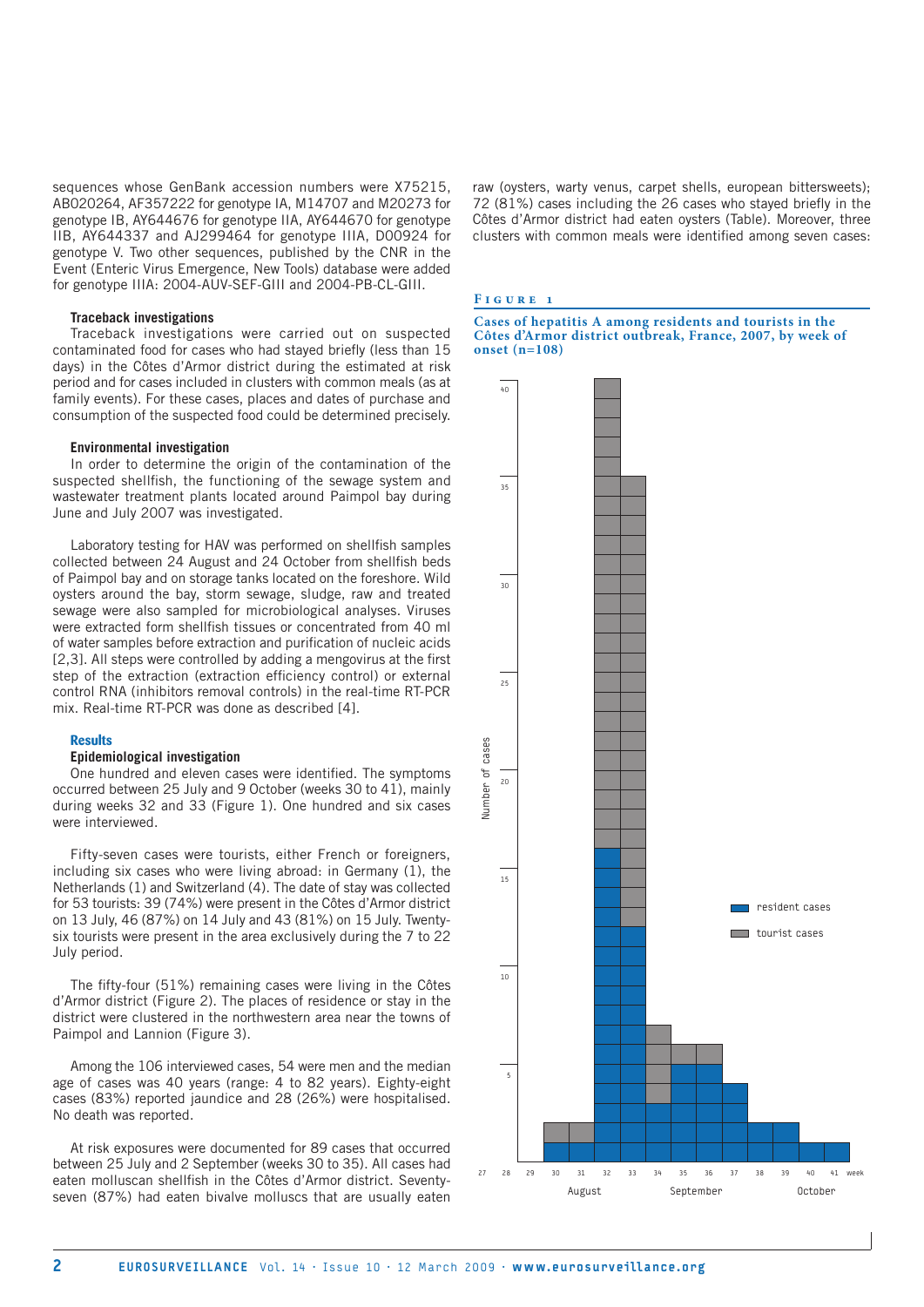sequences whose GenBank accession numbers were X75215, AB020264, AF357222 for genotype IA, M14707 and M20273 for genotype IB, AY644676 for genotype IIA, AY644670 for genotype IIB, AY644337 and AJ299464 for genotype IIIA, D00924 for genotype V. Two other sequences, published by the CNR in the Event (Enteric Virus Emergence, New Tools) database were added for genotype IIIA: 2004-AUV-SEF-GIII and 2004-PB-CL-GIII.

#### Traceback investigations

Traceback investigations were carried out on suspected contaminated food for cases who had stayed briefly (less than 15 days) in the Côtes d'Armor district during the estimated at risk period and for cases included in clusters with common meals (as at family events). For these cases, places and dates of purchase and consumption of the suspected food could be determined precisely.

#### Environmental investigation

In order to determine the origin of the contamination of the suspected shellfish, the functioning of the sewage system and wastewater treatment plants located around Paimpol bay during June and July 2007 was investigated.

Laboratory testing for HAV was performed on shellfish samples collected between 24 August and 24 October from shellfish beds of Paimpol bay and on storage tanks located on the foreshore. Wild oysters around the bay, storm sewage, sludge, raw and treated sewage were also sampled for microbiological analyses. Viruses were extracted form shellfish tissues or concentrated from 40 ml of water samples before extraction and purification of nucleic acids [2,3]. All steps were controlled by adding a mengovirus at the first step of the extraction (extraction efficiency control) or external control RNA (inhibitors removal controls) in the real-time RT-PCR mix. Real-time RT-PCR was done as described [4].

## Results

#### Epidemiological investigation

One hundred and eleven cases were identified. The symptoms occurred between 25 July and 9 October (weeks 30 to 41), mainly during weeks 32 and 33 (Figure 1). One hundred and six cases were interviewed.

Fifty-seven cases were tourists, either French or foreigners, including six cases who were living abroad: in Germany (1), the Netherlands (1) and Switzerland (4). The date of stay was collected for 53 tourists: 39 (74%) were present in the Côtes d'Armor district on 13 July, 46 (87%) on 14 July and 43 (81%) on 15 July. Twenty-six tourists were present in the area exclusively during the 7 to 22 July period.

The fifty-four (51%) remaining cases were living in the Côtes d'Armor district (Figure 2). The places of residence or stay in the district were clustered in the northwestern area near the towns of Paimpol and Lannion (Figure 3).

Among the 106 interviewed cases, 54 were men and the median age of cases was 40 years (range: 4 to 82 years). Eighty-eight cases (83%) reported jaundice and 28 (26%) were hospitalised. No death was reported.

At risk exposures were documented for 89 cases that occurred between 25 July and 2 September (weeks 30 to 35). All cases had eaten molluscan shellfish in the Côtes d'Armor district. Seventy-seven (87%) had eaten bivalve molluscs that are usually eaten raw (oysters, warty venus, carpet shells, european bittersweets); 72 (81%) cases including the 26 cases who stayed briefly in the Côtes d'Armor district had eaten oysters (Table). Moreover, three clusters with common meals were identified among seven cases:

**Figure 1**

**Cases of hepatitis A among residents and tourists in the Côtes d'Armor district outbreak, France, 2007, by week of onset (n=108)**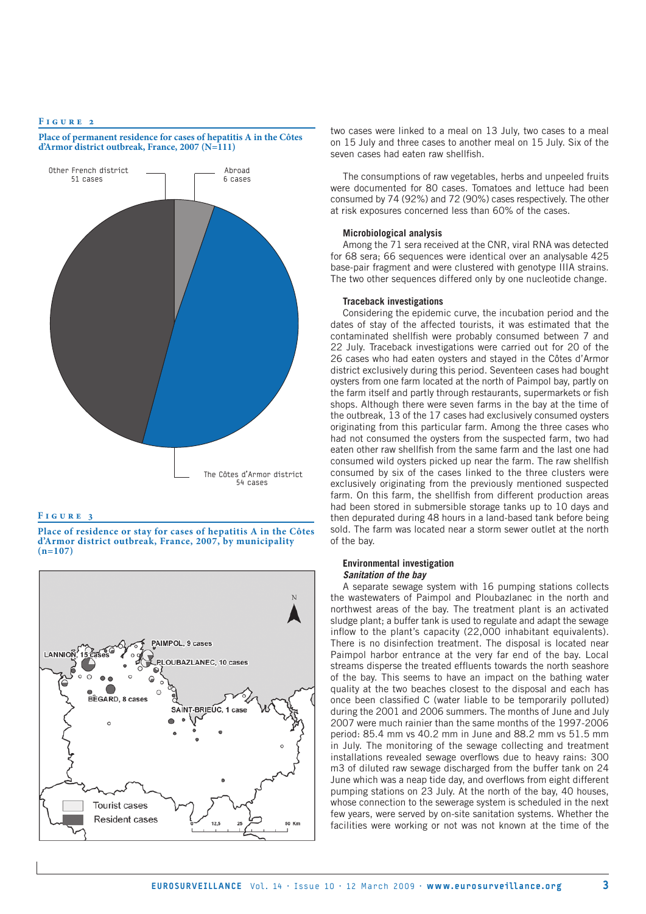**Figure 2**

**Place of permanent residence for cases of hepatitis A in the Côtes d'Armor district outbreak, France, 2007 (N=111)**

Other French district 51 cases

Abroad 6 cases

The Côtes d'Armor district 54 cases

**Figure 3**

**Place of residence or stay for cases of hepatitis A in the Côtes d'Armor district outbreak, France, 2007, by municipality (n=107)**

LANNION, 15 cases

PAIMPOL, 9 cases

PLOUBAZLANEC, 10 cases

BÉGARD, 8 cases

SAINT-BRIEUC, 1 case

Tourist cases

Resident cases

two cases were linked to a meal on 13 July, two cases to a meal on 15 July and three cases to another meal on 15 July. Six of the seven cases had eaten raw shellfish.

The consumptions of raw vegetables, herbs and unpeeled fruits were documented for 80 cases. Tomatoes and lettuce had been consumed by 74 (92%) and 72 (90%) cases respectively. The other at risk exposures concerned less than 60% of the cases.

### Microbiological analysis

Among the 71 sera received at the CNR, viral RNA was detected for 68 sera; 66 sequences were identical over an analysable 425 base-pair fragment and were clustered with genotype IIIA strains. The two other sequences differed only by one nucleotide change.

### Traceback investigations

Considering the epidemic curve, the incubation period and the dates of stay of the affected tourists, it was estimated that the contaminated shellfish were probably consumed between 7 and 22 July. Traceback investigations were carried out for 20 of the 26 cases who had eaten oysters and stayed in the Côtes d'Armor district exclusively during this period. Seventeen cases had bought oysters from one farm located at the north of Paimpol bay, partly on the farm itself and partly through restaurants, supermarkets or fish shops. Although there were seven farms in the bay at the time of the outbreak, 13 of the 17 cases had exclusively consumed oysters originating from this particular farm. Among the three cases who had not consumed the oysters from the suspected farm, two had eaten other raw shellfish from the same farm and the last one had consumed wild oysters picked up near the farm. The raw shellfish consumed by six of the cases linked to the three clusters were exclusively originating from the previously mentioned suspected farm. On this farm, the shellfish from different production areas had been stored in submersible storage tanks up to 10 days and then depurated during 48 hours in a land-based tank before being sold. The farm was located near a storm sewer outlet at the north of the bay.

### Environmental investigation

#### *Sanitation of the bay*

A separate sewage system with 16 pumping stations collects the wastewaters of Paimpol and Ploubazlanec in the north and northwest areas of the bay. The treatment plant is an activated sludge plant; a buffer tank is used to regulate and adapt the sewage inflow to the plant's capacity (22,000 inhabitant equivalents). There is no disinfection treatment. The disposal is located near Paimpol harbor entrance at the very far end of the bay. Local streams disperse the treated effluents towards the north seashore of the bay. This seems to have an impact on the bathing water quality at the two beaches closest to the disposal and each has once been classified C (water liable to be temporarily polluted) during the 2001 and 2006 summers. The months of June and July 2007 were much rainier than the same months of the 1997-2006 period: 85.4 mm vs 40.2 mm in June and 88.2 mm vs 51.5 mm in July. The monitoring of the sewage collecting and treatment installations revealed sewage overflows due to heavy rains: 300 m3 of diluted raw sewage discharged from the buffer tank on 24 June which was a neap tide day, and overflows from eight different pumping stations on 23 July. At the north of the bay, 40 houses, whose connection to the sewerage system is scheduled in the next few years, were served by on-site sanitation systems. Whether the facilities were working or not was not known at the time of the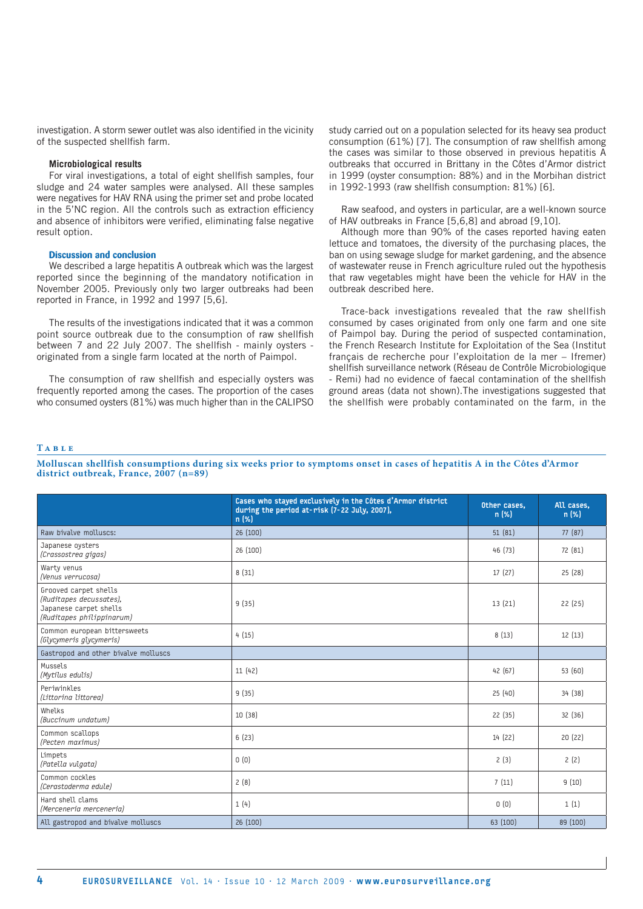investigation. A storm sewer outlet was also identified in the vicinity of the suspected shellfish farm.

#### Microbiological results

For viral investigations, a total of eight shellfish samples, four sludge and 24 water samples were analysed. All these samples were negatives for HAV RNA using the primer set and probe located in the 5'NC region. All the controls such as extraction efficiency and absence of inhibitors were verified, eliminating false negative result option.

### Discussion and conclusion

We described a large hepatitis A outbreak which was the largest reported since the beginning of the mandatory notification in November 2005. Previously only two larger outbreaks had been reported in France, in 1992 and 1997 [5,6].

The results of the investigations indicated that it was a common point source outbreak due to the consumption of raw shellfish between 7 and 22 July 2007. The shellfish - mainly oysters - originated from a single farm located at the north of Paimpol.

The consumption of raw shellfish and especially oysters was frequently reported among the cases. The proportion of the cases who consumed oysters (81%) was much higher than in the CALIPSO study carried out on a population selected for its heavy sea product consumption (61%) [7]. The consumption of raw shellfish among the cases was similar to those observed in previous hepatitis A outbreaks that occurred in Brittany in the Côtes d'Armor district in 1999 (oyster consumption: 88%) and in the Morbihan district in 1992-1993 (raw shellfish consumption: 81%) [6].

Raw seafood, and oysters in particular, are a well-known source of HAV outbreaks in France [5,6,8] and abroad [9,10].

Although more than 90% of the cases reported having eaten lettuce and tomatoes, the diversity of the purchasing places, the ban on using sewage sludge for market gardening, and the absence of wastewater reuse in French agriculture ruled out the hypothesis that raw vegetables might have been the vehicle for HAV in the outbreak described here.

Trace-back investigations revealed that the raw shellfish consumed by cases originated from only one farm and one site of Paimpol bay. During the period of suspected contamination, the French Research Institute for Exploitation of the Sea (Institut français de recherche pour l'exploitation de la mer – Ifremer) shellfish surveillance network (Réseau de Contrôle Microbiologique - Remi) had no evidence of faecal contamination of the shellfish ground areas (data not shown).The investigations suggested that the shellfish were probably contaminated on the farm, in the

**Table**

**Molluscan shellfish consumptions during six weeks prior to symptoms onset in cases of hepatitis A in the Côtes d'Armor district outbreak, France, 2007 (n=89)**

| | Cases who stayed exclusively in the Côtes d'Armor district during the period at-risk (7-22 July, 2007), n (%) | Other cases, n (%) | All cases, n (%) |
|---|---|---|---|
| Raw bivalve molluscs: | 26 (100) | 51 (81) | 77 (87) |
| Japanese oysters *(Crassostrea gigas)* | 26 (100) | 46 (73) | 72 (81) |
| Warty venus *(Venus verrucosa)* | 8 (31) | 17 (27) | 25 (28) |
| Grooved carpet shells *(Ruditapes decussates)*, Japanese carpet shells *(Ruditapes philippinarum)* | 9 (35) | 13 (21) | 22 (25) |
| Common european bittersweets *(Glycymeris glycymeris)* | 4 (15) | 8 (13) | 12 (13) |
| Gastropod and other bivalve molluscs | | | |
| Mussels *(Mytilus edulis)* | 11 (42) | 42 (67) | 53 (60) |
| Periwinkles *(Littorina littorea)* | 9 (35) | 25 (40) | 34 (38) |
| Whelks *(Buccinum undatum)* | 10 (38) | 22 (35) | 32 (36) |
| Common scallops *(Pecten maximus)* | 6 (23) | 14 (22) | 20 (22) |
| Limpets *(Patella vulgata)* | 0 (0) | 2 (3) | 2 (2) |
| Common cockles *(Cerastoderma edule)* | 2 (8) | 7 (11) | 9 (10) |
| Hard shell clams *(Merceneria merceneria)* | 1 (4) | 0 (0) | 1 (1) |
| All gastropod and bivalve molluscs | 26 (100) | 63 (100) | 89 (100) |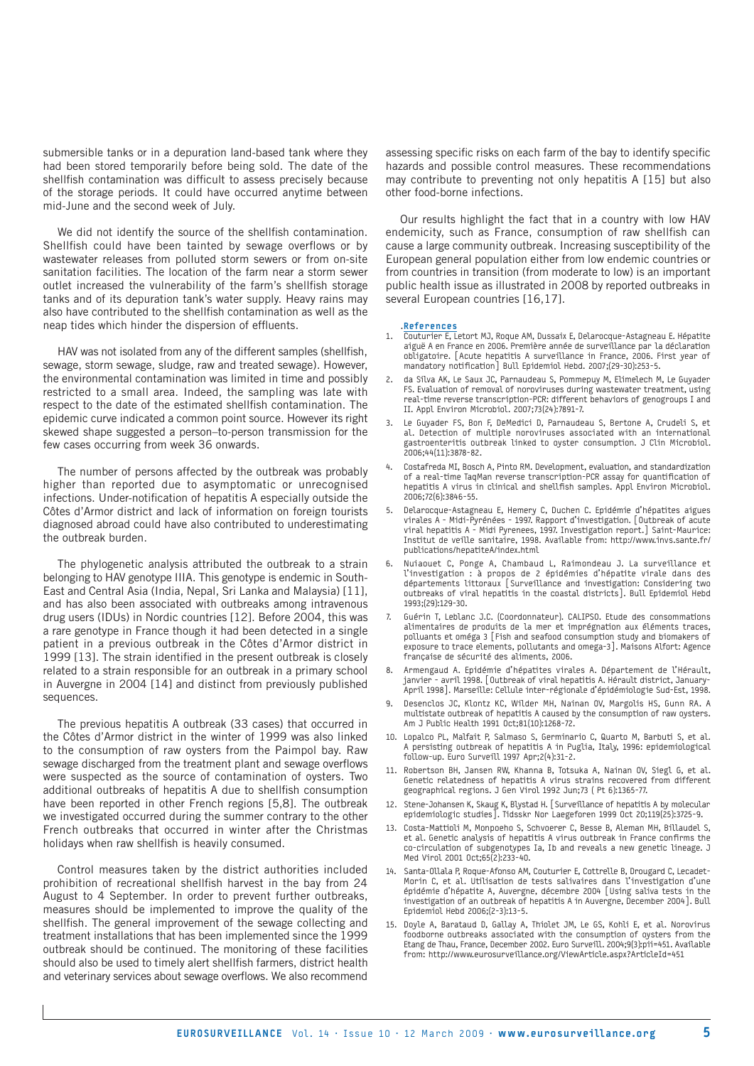submersible tanks or in a depuration land-based tank where they had been stored temporarily before being sold. The date of the shellfish contamination was difficult to assess precisely because of the storage periods. It could have occurred anytime between mid-June and the second week of July.

We did not identify the source of the shellfish contamination. Shellfish could have been tainted by sewage overflows or by wastewater releases from polluted storm sewers or from on-site sanitation facilities. The location of the farm near a storm sewer outlet increased the vulnerability of the farm's shellfish storage tanks and of its depuration tank's water supply. Heavy rains may also have contributed to the shellfish contamination as well as the neap tides which hinder the dispersion of effluents.

HAV was not isolated from any of the different samples (shellfish, sewage, storm sewage, sludge, raw and treated sewage). However, the environmental contamination was limited in time and possibly restricted to a small area. Indeed, the sampling was late with respect to the date of the estimated shellfish contamination. The epidemic curve indicated a common point source. However its right skewed shape suggested a person–to-person transmission for the few cases occurring from week 36 onwards.

The number of persons affected by the outbreak was probably higher than reported due to asymptomatic or unrecognised infections. Under-notification of hepatitis A especially outside the Côtes d'Armor district and lack of information on foreign tourists diagnosed abroad could have also contributed to underestimating the outbreak burden.

The phylogenetic analysis attributed the outbreak to a strain belonging to HAV genotype IIIA. This genotype is endemic in South-East and Central Asia (India, Nepal, Sri Lanka and Malaysia) [11], and has also been associated with outbreaks among intravenous drug users (IDUs) in Nordic countries [12]. Before 2004, this was a rare genotype in France though it had been detected in a single patient in a previous outbreak in the Côtes d'Armor district in 1999 [13]. The strain identified in the present outbreak is closely related to a strain responsible for an outbreak in a primary school in Auvergne in 2004 [14] and distinct from previously published sequences.

The previous hepatitis A outbreak (33 cases) that occurred in the Côtes d'Armor district in the winter of 1999 was also linked to the consumption of raw oysters from the Paimpol bay. Raw sewage discharged from the treatment plant and sewage overflows were suspected as the source of contamination of oysters. Two additional outbreaks of hepatitis A due to shellfish consumption have been reported in other French regions [5,8]. The outbreak we investigated occurred during the summer contrary to the other French outbreaks that occurred in winter after the Christmas holidays when raw shellfish is heavily consumed.

Control measures taken by the district authorities included prohibition of recreational shellfish harvest in the bay from 24 August to 4 September. In order to prevent further outbreaks, measures should be implemented to improve the quality of the shellfish. The general improvement of the sewage collecting and treatment installations that has been implemented since the 1999 outbreak should be continued. The monitoring of these facilities should also be used to timely alert shellfish farmers, district health and veterinary services about sewage overflows. We also recommend assessing specific risks on each farm of the bay to identify specific hazards and possible control measures. These recommendations may contribute to preventing not only hepatitis A [15] but also other food-borne infections.

Our results highlight the fact that in a country with low HAV endemicity, such as France, consumption of raw shellfish can cause a large community outbreak. Increasing susceptibility of the European general population either from low endemic countries or from countries in transition (from moderate to low) is an important public health issue as illustrated in 2008 by reported outbreaks in several European countries [16,17].

## References

1. Couturier E, Letort MJ, Roque AM, Dussaix E, Delarocque-Astagneau E. Hépatite aiguë A en France en 2006. Première année de surveillance par la déclaration obligatoire. [Acute hepatitis A surveillance in France, 2006. First year of mandatory notification] Bull Epidemiol Hebd. 2007;(29-30):253-5.
2. da Silva AK, Le Saux JC, Parnaudeau S, Pommepuy M, Elimelech M, Le Guyader FS. Evaluation of removal of noroviruses during wastewater treatment, using real-time reverse transcription-PCR: different behaviors of genogroups I and II. Appl Environ Microbiol. 2007;73(24):7891-7.
3. Le Guyader FS, Bon F, DeMedici D, Parnaudeau S, Bertone A, Crudeli S, et al. Detection of multiple noroviruses associated with an international gastroenteritis outbreak linked to oyster consumption. J Clin Microbiol. 2006;44(11):3878-82.
4. Costafreda MI, Bosch A, Pinto RM. Development, evaluation, and standardization of a real-time TaqMan reverse transcription-PCR assay for quantification of hepatitis A virus in clinical and shellfish samples. Appl Environ Microbiol. 2006;72(6):3846-55.
5. Delarocque-Astagneau E, Hemery C, Duchen C. Epidémie d'hépatites aigues virales A - Midi-Pyrénées - 1997. Rapport d'investigation. [Outbreak of acute viral hepatitis A - Midi Pyrenees, 1997. Investigation report.] Saint-Maurice: Institut de veille sanitaire, 1998. Available from: http://www.invs.sante.fr/publications/hepatiteA/index.html
6. Nuiaouet C, Ponge A, Chambaud L, Raimondeau J. La surveillance et l'investigation : à propos de 2 épidémies d'hépatite virale dans des départements littoraux [Surveillance and investigation: Considering two outbreaks of viral hepatitis in the coastal districts]. Bull Epidemiol Hebd 1993;(29):129-30.
7. Guérin T, Leblanc J.C. (Coordonnateur). CALIPSO. Etude des consommations alimentaires de produits de la mer et imprégnation aux éléments traces, polluants et oméga 3 [Fish and seafood consumption study and biomakers of exposure to trace elements, pollutants and omega-3]. Maisons Alfort: Agence française de sécurité des aliments, 2006.
8. Armengaud A. Epidémie d'hépatites virales A. Département de l'Hérault, janvier - avril 1998. [Outbreak of viral hepatitis A. Hérault district, January-April 1998]. Marseille: Cellule inter-régionale d'épidémiologie Sud-Est, 1998.
9. Desenclos JC, Klontz KC, Wilder MH, Nainan OV, Margolis HS, Gunn RA. A multistate outbreak of hepatitis A caused by the consumption of raw oysters. Am J Public Health 1991 Oct;81(10):1268-72.
10. Lopalco PL, Malfait P, Salmaso S, Germinario C, Quarto M, Barbuti S, et al. A persisting outbreak of hepatitis A in Puglia, Italy, 1996: epidemiological follow-up. Euro Surveill 1997 Apr;2(4):31-2.
11. Robertson BH, Jansen RW, Khanna B, Totsuka A, Nainan OV, Siegl G, et al. Genetic relatedness of hepatitis A virus strains recovered from different geographical regions. J Gen Virol 1992 Jun;73 ( Pt 6):1365-77.
12. Stene-Johansen K, Skaug K, Blystad H. [Surveillance of hepatitis A by molecular epidemiologic studies]. Tidsskr Nor Laegeforen 1999 Oct 20;119(25):3725-9.
13. Costa-Mattioli M, Monpoeho S, Schvoerer C, Besse B, Aleman MH, Billaudel S, et al. Genetic analysis of hepatitis A virus outbreak in France confirms the co-circulation of subgenotypes Ia, Ib and reveals a new genetic lineage. J Med Virol 2001 Oct;65(2):233-40.
14. Santa-Ollala P, Roque-Afonso AM, Couturier E, Cottrelle B, Drougard C, Lecadet-Morin C, et al. Utilisation de tests salivaires dans l'investigation d'une épidémie d'hépatite A, Auvergne, décembre 2004 [Using saliva tests in the investigation of an outbreak of hepatitis A in Auvergne, December 2004]. Bull Epidemiol Hebd 2006;(2-3):13-5.
15. Doyle A, Barataud D, Gallay A, Thiolet JM, Le GS, Kohli E, et al. Norovirus foodborne outbreaks associated with the consumption of oysters from the Etang de Thau, France, December 2002. Euro Surveill. 2004;9(3):pii=451. Available from: http://www.eurosurveillance.org/ViewArticle.aspx?ArticleId=451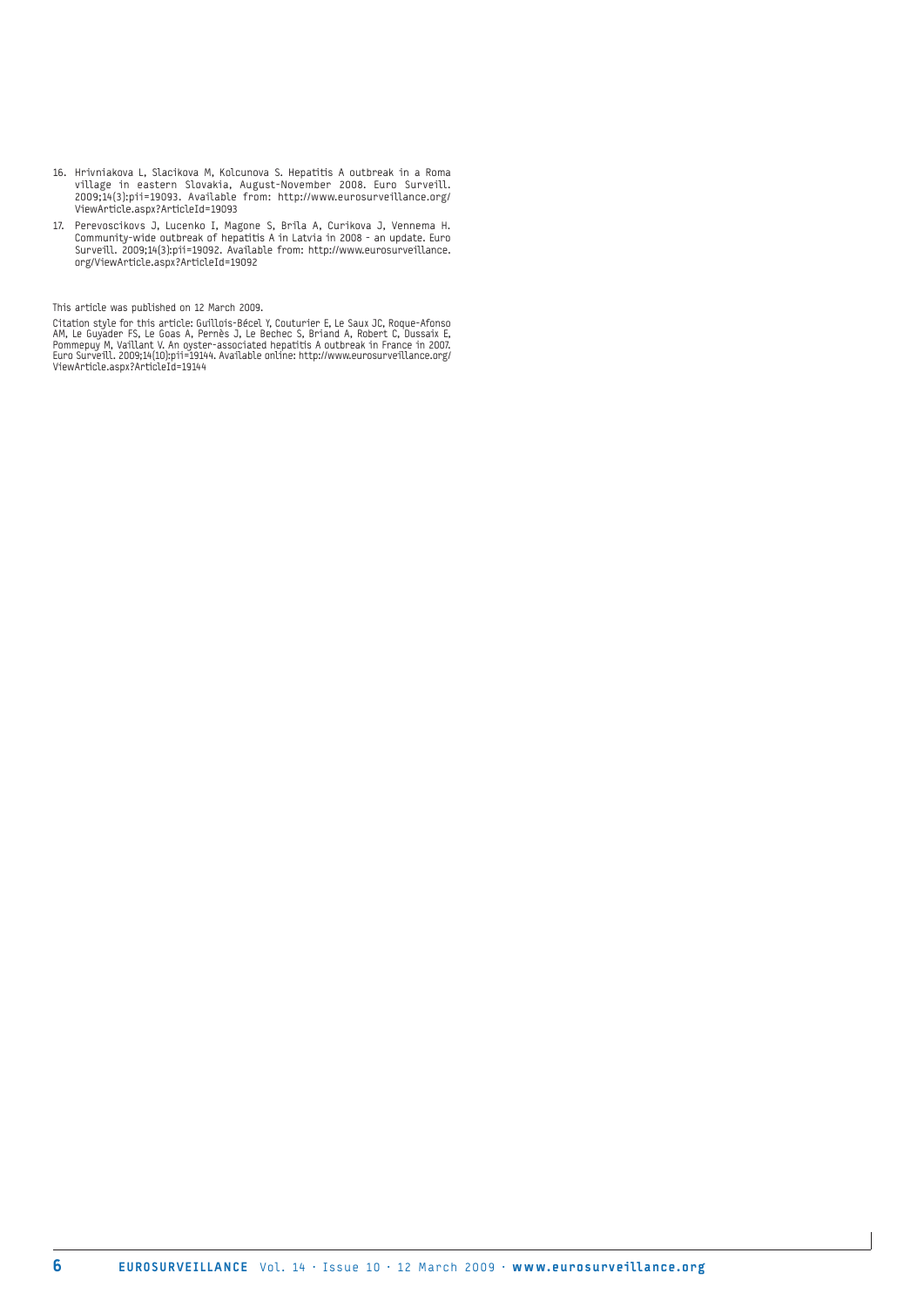16. Hrivniakova L, Slacikova M, Kolcunova S. Hepatitis A outbreak in a Roma village in eastern Slovakia, August-November 2008. Euro Surveill. 2009;14(3):pii=19093. Available from: http://www.eurosurveillance.org/ViewArticle.aspx?ArticleId=19093
17. Perevoscikovs J, Lucenko I, Magone S, Brila A, Curikova J, Vennema H. Community-wide outbreak of hepatitis A in Latvia in 2008 - an update. Euro Surveill. 2009;14(3):pii=19092. Available from: http://www.eurosurveillance.org/ViewArticle.aspx?ArticleId=19092

This article was published on 12 March 2009.

Citation style for this article: Guillois-Bécel Y, Couturier E, Le Saux JC, Roque-Afonso AM, Le Guyader FS, Le Goas A, Pernès J, Le Bechec S, Briand A, Robert C, Dussaix E, Pommepuy M, Vaillant V. An oyster-associated hepatitis A outbreak in France in 2007. Euro Surveill. 2009;14(10):pii=19144. Available online: http://www.eurosurveillance.org/ViewArticle.aspx?ArticleId=19144